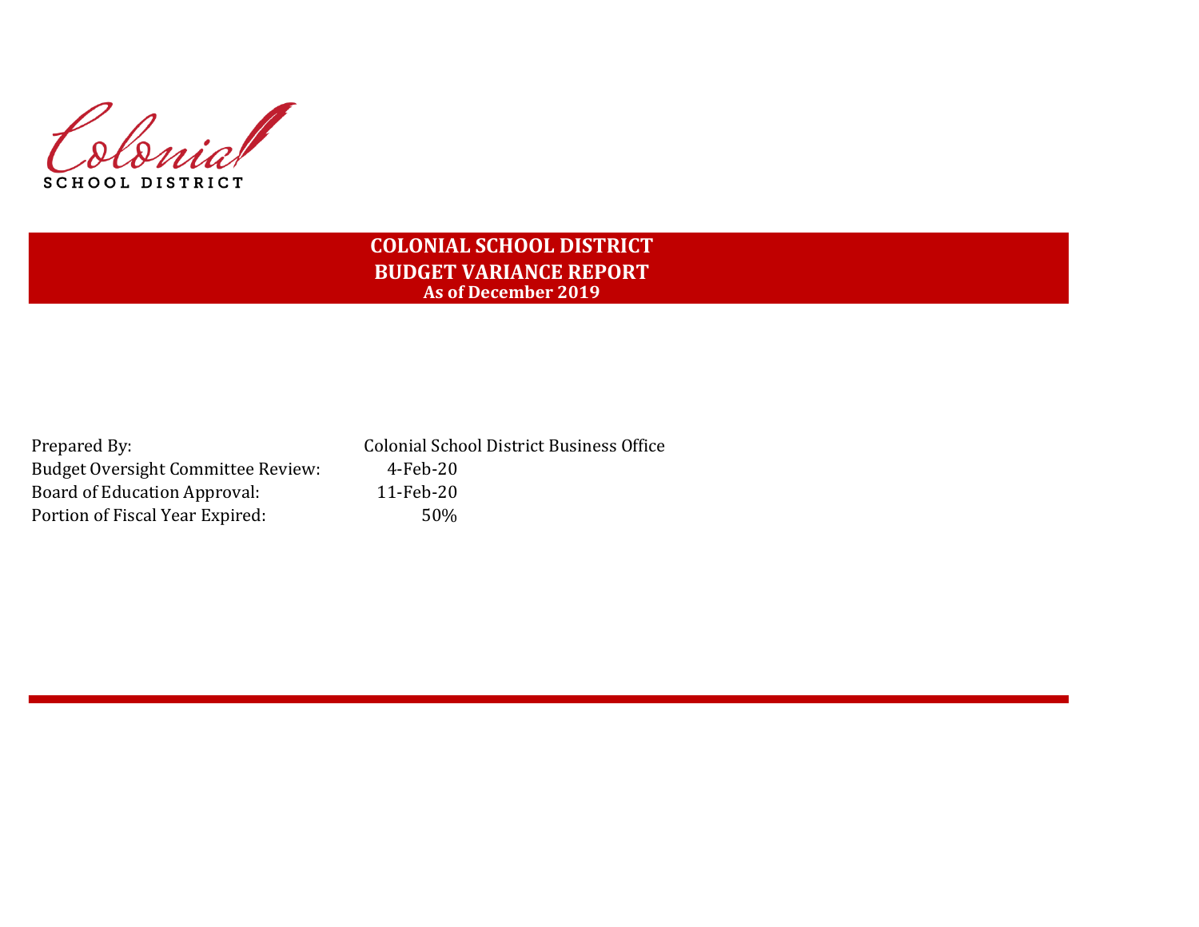Colonial
SCHOOL DISTRICT

# COLONIAL SCHOOL DISTRICT
## BUDGET VARIANCE REPORT
### As of December 2019

| | |
|---|---|
| Prepared By: | Colonial School District Business Office |
| Budget Oversight Committee Review: | 4-Feb-20 |
| Board of Education Approval: | 11-Feb-20 |
| Portion of Fiscal Year Expired: | 50% |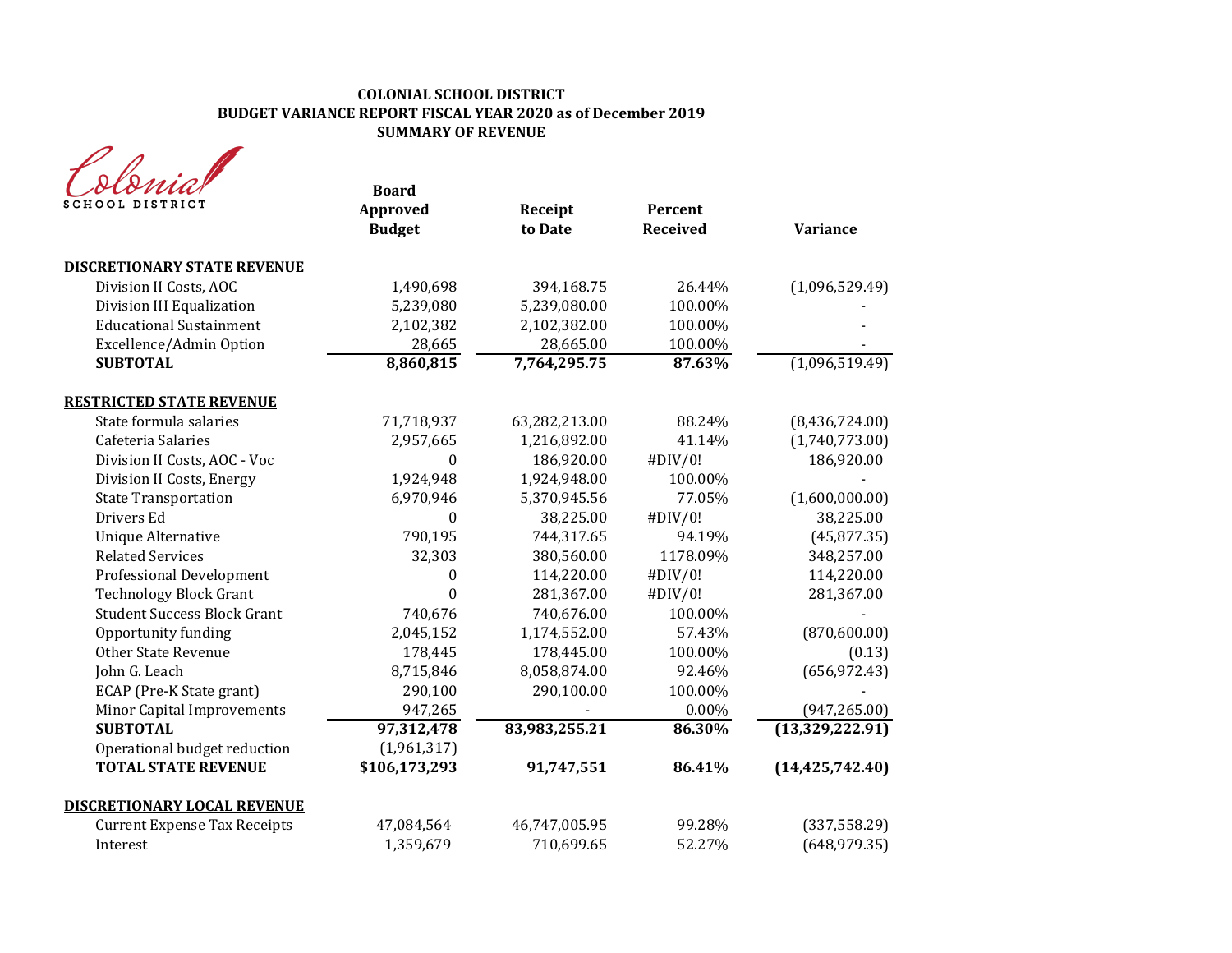**COLONIAL SCHOOL DISTRICT**
**BUDGET VARIANCE REPORT FISCAL YEAR 2020 as of December 2019**
**SUMMARY OF REVENUE**

Colonial SCHOOL DISTRICT

| | Board Approved Budget | Receipt to Date | Percent Received | Variance |
|---|---|---|---|---|
| **DISCRETIONARY STATE REVENUE** | | | | |
| Division II Costs, AOC | 1,490,698 | 394,168.75 | 26.44% | (1,096,529.49) |
| Division III Equalization | 5,239,080 | 5,239,080.00 | 100.00% | - |
| Educational Sustainment | 2,102,382 | 2,102,382.00 | 100.00% | - |
| Excellence/Admin Option | 28,665 | 28,665.00 | 100.00% | - |
| **SUBTOTAL** | **8,860,815** | **7,764,295.75** | **87.63%** | (1,096,519.49) |
| **RESTRICTED STATE REVENUE** | | | | |
| State formula salaries | 71,718,937 | 63,282,213.00 | 88.24% | (8,436,724.00) |
| Cafeteria Salaries | 2,957,665 | 1,216,892.00 | 41.14% | (1,740,773.00) |
| Division II Costs, AOC - Voc | 0 | 186,920.00 | #DIV/0! | 186,920.00 |
| Division II Costs, Energy | 1,924,948 | 1,924,948.00 | 100.00% | - |
| State Transportation | 6,970,946 | 5,370,945.56 | 77.05% | (1,600,000.00) |
| Drivers Ed | 0 | 38,225.00 | #DIV/0! | 38,225.00 |
| Unique Alternative | 790,195 | 744,317.65 | 94.19% | (45,877.35) |
| Related Services | 32,303 | 380,560.00 | 1178.09% | 348,257.00 |
| Professional Development | 0 | 114,220.00 | #DIV/0! | 114,220.00 |
| Technology Block Grant | 0 | 281,367.00 | #DIV/0! | 281,367.00 |
| Student Success Block Grant | 740,676 | 740,676.00 | 100.00% | - |
| Opportunity funding | 2,045,152 | 1,174,552.00 | 57.43% | (870,600.00) |
| Other State Revenue | 178,445 | 178,445.00 | 100.00% | (0.13) |
| John G. Leach | 8,715,846 | 8,058,874.00 | 92.46% | (656,972.43) |
| ECAP (Pre-K State grant) | 290,100 | 290,100.00 | 100.00% | - |
| Minor Capital Improvements | 947,265 | - | 0.00% | (947,265.00) |
| **SUBTOTAL** | **97,312,478** | **83,983,255.21** | **86.30%** | **(13,329,222.91)** |
| Operational budget reduction | (1,961,317) | | | |
| **TOTAL STATE REVENUE** | **$106,173,293** | **91,747,551** | **86.41%** | **(14,425,742.40)** |
| **DISCRETIONARY LOCAL REVENUE** | | | | |
| Current Expense Tax Receipts | 47,084,564 | 46,747,005.95 | 99.28% | (337,558.29) |
| Interest | 1,359,679 | 710,699.65 | 52.27% | (648,979.35) |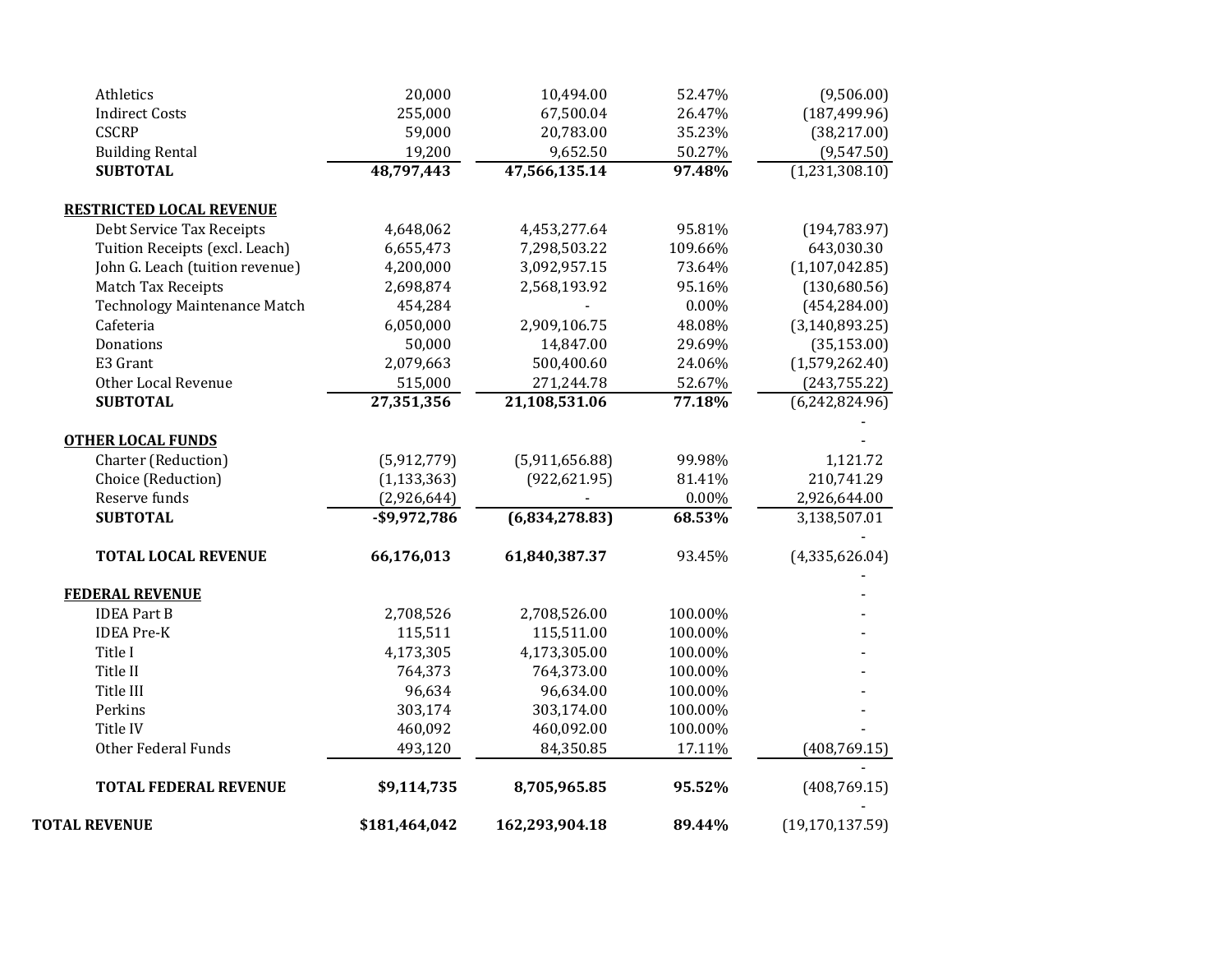| | | | | |
|---|---|---|---|---|
| Athletics | 20,000 | 10,494.00 | 52.47% | (9,506.00) |
| Indirect Costs | 255,000 | 67,500.04 | 26.47% | (187,499.96) |
| CSCRP | 59,000 | 20,783.00 | 35.23% | (38,217.00) |
| Building Rental | 19,200 | 9,652.50 | 50.27% | (9,547.50) |
| **SUBTOTAL** | **48,797,443** | **47,566,135.14** | **97.48%** | (1,231,308.10) |
| | | | | |
| **RESTRICTED LOCAL REVENUE** | | | | |
| Debt Service Tax Receipts | 4,648,062 | 4,453,277.64 | 95.81% | (194,783.97) |
| Tuition Receipts (excl. Leach) | 6,655,473 | 7,298,503.22 | 109.66% | 643,030.30 |
| John G. Leach (tuition revenue) | 4,200,000 | 3,092,957.15 | 73.64% | (1,107,042.85) |
| Match Tax Receipts | 2,698,874 | 2,568,193.92 | 95.16% | (130,680.56) |
| Technology Maintenance Match | 454,284 | - | 0.00% | (454,284.00) |
| Cafeteria | 6,050,000 | 2,909,106.75 | 48.08% | (3,140,893.25) |
| Donations | 50,000 | 14,847.00 | 29.69% | (35,153.00) |
| E3 Grant | 2,079,663 | 500,400.60 | 24.06% | (1,579,262.40) |
| Other Local Revenue | 515,000 | 271,244.78 | 52.67% | (243,755.22) |
| **SUBTOTAL** | **27,351,356** | **21,108,531.06** | **77.18%** | (6,242,824.96) |
| | | | | - |
| **OTHER LOCAL FUNDS** | | | | - |
| Charter (Reduction) | (5,912,779) | (5,911,656.88) | 99.98% | 1,121.72 |
| Choice (Reduction) | (1,133,363) | (922,621.95) | 81.41% | 210,741.29 |
| Reserve funds | (2,926,644) | - | 0.00% | 2,926,644.00 |
| **SUBTOTAL** | **-$9,972,786** | **(6,834,278.83)** | **68.53%** | 3,138,507.01 |
| | | | | - |
| **TOTAL LOCAL REVENUE** | **66,176,013** | **61,840,387.37** | 93.45% | (4,335,626.04) |
| | | | | - |
| **FEDERAL REVENUE** | | | | - |
| IDEA Part B | 2,708,526 | 2,708,526.00 | 100.00% | - |
| IDEA Pre-K | 115,511 | 115,511.00 | 100.00% | - |
| Title I | 4,173,305 | 4,173,305.00 | 100.00% | - |
| Title II | 764,373 | 764,373.00 | 100.00% | - |
| Title III | 96,634 | 96,634.00 | 100.00% | - |
| Perkins | 303,174 | 303,174.00 | 100.00% | - |
| Title IV | 460,092 | 460,092.00 | 100.00% | - |
| Other Federal Funds | 493,120 | 84,350.85 | 17.11% | (408,769.15) |
| | | | | - |
| **TOTAL FEDERAL REVENUE** | **$9,114,735** | **8,705,965.85** | **95.52%** | (408,769.15) |
| | | | | - |
| **TOTAL REVENUE** | **$181,464,042** | **162,293,904.18** | **89.44%** | (19,170,137.59) |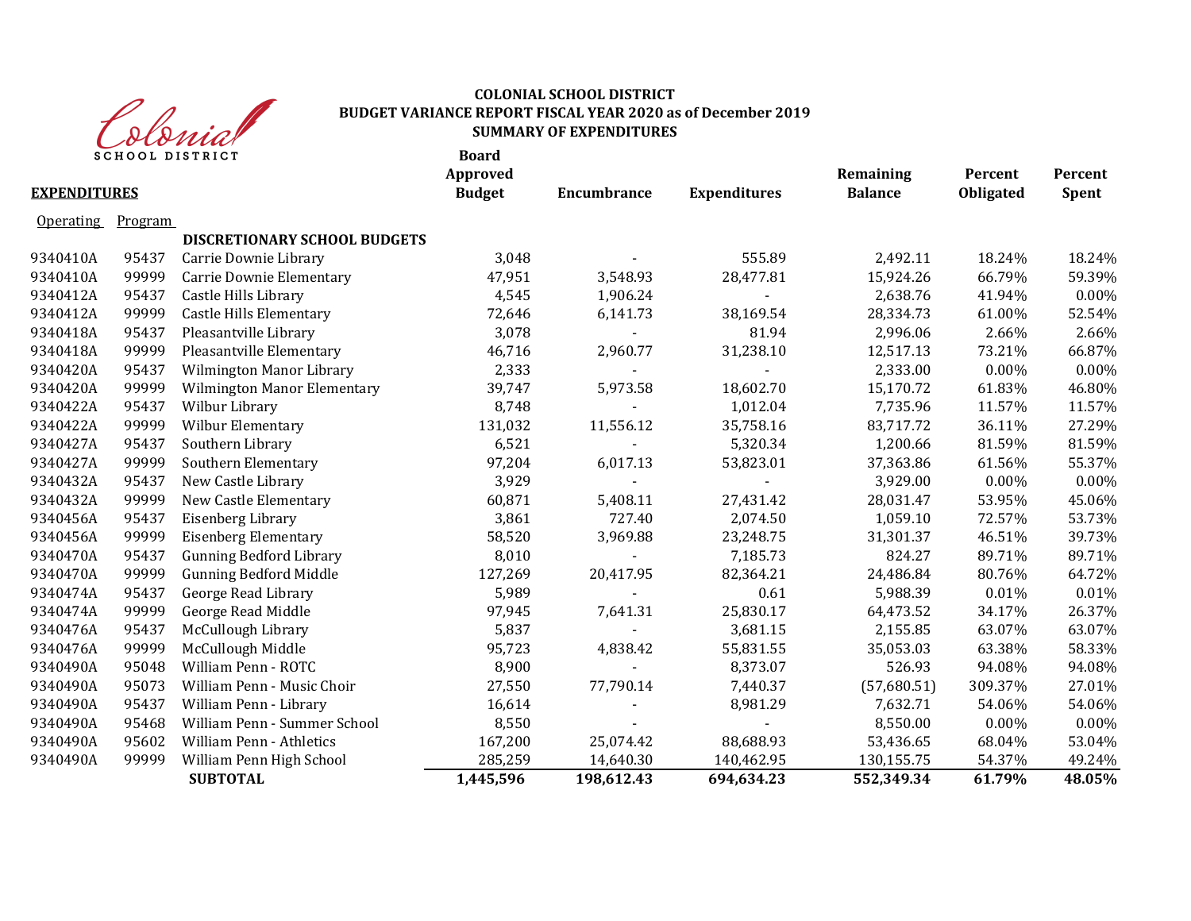**COLONIAL SCHOOL DISTRICT**
**BUDGET VARIANCE REPORT FISCAL YEAR 2020 as of December 2019**
**SUMMARY OF EXPENDITURES**

| Operating | Program | EXPENDITURES | Board Approved Budget | Encumbrance | Expenditures | Remaining Balance | Percent Obligated | Percent Spent |
|---|---|---|---|---|---|---|---|---|
| | | **DISCRETIONARY SCHOOL BUDGETS** | | | | | | |
| 9340410A | 95437 | Carrie Downie Library | 3,048 | - | 555.89 | 2,492.11 | 18.24% | 18.24% |
| 9340410A | 99999 | Carrie Downie Elementary | 47,951 | 3,548.93 | 28,477.81 | 15,924.26 | 66.79% | 59.39% |
| 9340412A | 95437 | Castle Hills Library | 4,545 | 1,906.24 | - | 2,638.76 | 41.94% | 0.00% |
| 9340412A | 99999 | Castle Hills Elementary | 72,646 | 6,141.73 | 38,169.54 | 28,334.73 | 61.00% | 52.54% |
| 9340418A | 95437 | Pleasantville Library | 3,078 | - | 81.94 | 2,996.06 | 2.66% | 2.66% |
| 9340418A | 99999 | Pleasantville Elementary | 46,716 | 2,960.77 | 31,238.10 | 12,517.13 | 73.21% | 66.87% |
| 9340420A | 95437 | Wilmington Manor Library | 2,333 | - | - | 2,333.00 | 0.00% | 0.00% |
| 9340420A | 99999 | Wilmington Manor Elementary | 39,747 | 5,973.58 | 18,602.70 | 15,170.72 | 61.83% | 46.80% |
| 9340422A | 95437 | Wilbur Library | 8,748 | - | 1,012.04 | 7,735.96 | 11.57% | 11.57% |
| 9340422A | 99999 | Wilbur Elementary | 131,032 | 11,556.12 | 35,758.16 | 83,717.72 | 36.11% | 27.29% |
| 9340427A | 95437 | Southern Library | 6,521 | - | 5,320.34 | 1,200.66 | 81.59% | 81.59% |
| 9340427A | 99999 | Southern Elementary | 97,204 | 6,017.13 | 53,823.01 | 37,363.86 | 61.56% | 55.37% |
| 9340432A | 95437 | New Castle Library | 3,929 | - | - | 3,929.00 | 0.00% | 0.00% |
| 9340432A | 99999 | New Castle Elementary | 60,871 | 5,408.11 | 27,431.42 | 28,031.47 | 53.95% | 45.06% |
| 9340456A | 95437 | Eisenberg Library | 3,861 | 727.40 | 2,074.50 | 1,059.10 | 72.57% | 53.73% |
| 9340456A | 99999 | Eisenberg Elementary | 58,520 | 3,969.88 | 23,248.75 | 31,301.37 | 46.51% | 39.73% |
| 9340470A | 95437 | Gunning Bedford Library | 8,010 | - | 7,185.73 | 824.27 | 89.71% | 89.71% |
| 9340470A | 99999 | Gunning Bedford Middle | 127,269 | 20,417.95 | 82,364.21 | 24,486.84 | 80.76% | 64.72% |
| 9340474A | 95437 | George Read Library | 5,989 | - | 0.61 | 5,988.39 | 0.01% | 0.01% |
| 9340474A | 99999 | George Read Middle | 97,945 | 7,641.31 | 25,830.17 | 64,473.52 | 34.17% | 26.37% |
| 9340476A | 95437 | McCullough Library | 5,837 | - | 3,681.15 | 2,155.85 | 63.07% | 63.07% |
| 9340476A | 99999 | McCullough Middle | 95,723 | 4,838.42 | 55,831.55 | 35,053.03 | 63.38% | 58.33% |
| 9340490A | 95048 | William Penn - ROTC | 8,900 | - | 8,373.07 | 526.93 | 94.08% | 94.08% |
| 9340490A | 95073 | William Penn - Music Choir | 27,550 | 77,790.14 | 7,440.37 | (57,680.51) | 309.37% | 27.01% |
| 9340490A | 95437 | William Penn - Library | 16,614 | - | 8,981.29 | 7,632.71 | 54.06% | 54.06% |
| 9340490A | 95468 | William Penn - Summer School | 8,550 | - | - | 8,550.00 | 0.00% | 0.00% |
| 9340490A | 95602 | William Penn - Athletics | 167,200 | 25,074.42 | 88,688.93 | 53,436.65 | 68.04% | 53.04% |
| 9340490A | 99999 | William Penn High School | 285,259 | 14,640.30 | 140,462.95 | 130,155.75 | 54.37% | 49.24% |
| | | **SUBTOTAL** | **1,445,596** | **198,612.43** | **694,634.23** | **552,349.34** | **61.79%** | **48.05%** |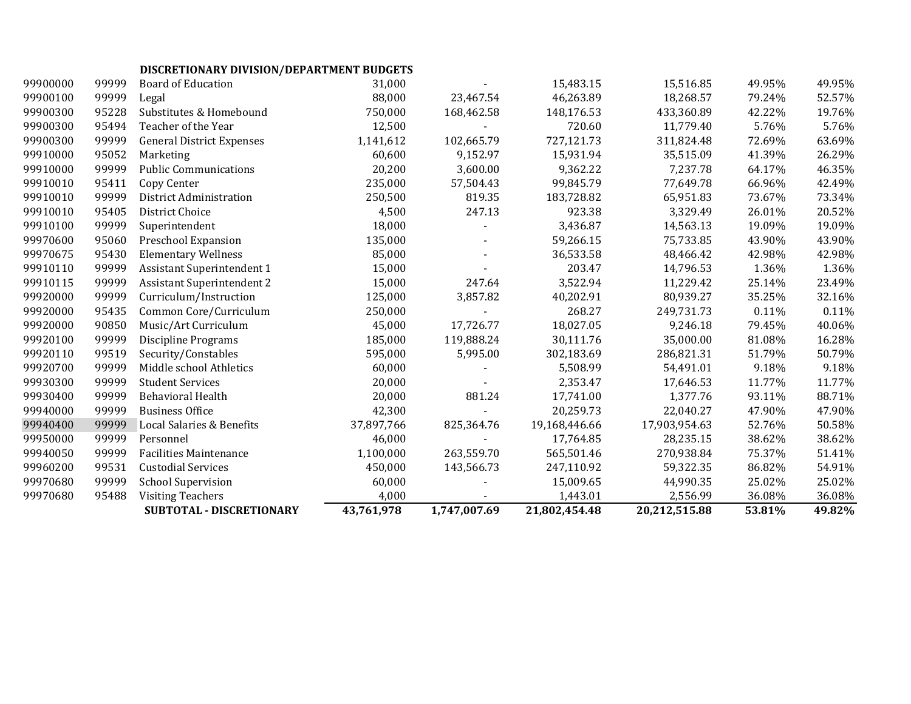| | | DISCRETIONARY DIVISION/DEPARTMENT BUDGETS | | | | | | |
|---|---|---|---|---|---|---|---|---|
| 99900000 | 99999 | Board of Education | 31,000 | - | 15,483.15 | 15,516.85 | 49.95% | 49.95% |
| 99900100 | 99999 | Legal | 88,000 | 23,467.54 | 46,263.89 | 18,268.57 | 79.24% | 52.57% |
| 99900300 | 95228 | Substitutes & Homebound | 750,000 | 168,462.58 | 148,176.53 | 433,360.89 | 42.22% | 19.76% |
| 99900300 | 95494 | Teacher of the Year | 12,500 | - | 720.60 | 11,779.40 | 5.76% | 5.76% |
| 99900300 | 99999 | General District Expenses | 1,141,612 | 102,665.79 | 727,121.73 | 311,824.48 | 72.69% | 63.69% |
| 99910000 | 95052 | Marketing | 60,600 | 9,152.97 | 15,931.94 | 35,515.09 | 41.39% | 26.29% |
| 99910000 | 99999 | Public Communications | 20,200 | 3,600.00 | 9,362.22 | 7,237.78 | 64.17% | 46.35% |
| 99910010 | 95411 | Copy Center | 235,000 | 57,504.43 | 99,845.79 | 77,649.78 | 66.96% | 42.49% |
| 99910010 | 99999 | District Administration | 250,500 | 819.35 | 183,728.82 | 65,951.83 | 73.67% | 73.34% |
| 99910010 | 95405 | District Choice | 4,500 | 247.13 | 923.38 | 3,329.49 | 26.01% | 20.52% |
| 99910100 | 99999 | Superintendent | 18,000 | - | 3,436.87 | 14,563.13 | 19.09% | 19.09% |
| 99970600 | 95060 | Preschool Expansion | 135,000 | - | 59,266.15 | 75,733.85 | 43.90% | 43.90% |
| 99970675 | 95430 | Elementary Wellness | 85,000 | - | 36,533.58 | 48,466.42 | 42.98% | 42.98% |
| 99910110 | 99999 | Assistant Superintendent 1 | 15,000 | - | 203.47 | 14,796.53 | 1.36% | 1.36% |
| 99910115 | 99999 | Assistant Superintendent 2 | 15,000 | 247.64 | 3,522.94 | 11,229.42 | 25.14% | 23.49% |
| 99920000 | 99999 | Curriculum/Instruction | 125,000 | 3,857.82 | 40,202.91 | 80,939.27 | 35.25% | 32.16% |
| 99920000 | 95435 | Common Core/Curriculum | 250,000 | - | 268.27 | 249,731.73 | 0.11% | 0.11% |
| 99920000 | 90850 | Music/Art Curriculum | 45,000 | 17,726.77 | 18,027.05 | 9,246.18 | 79.45% | 40.06% |
| 99920100 | 99999 | Discipline Programs | 185,000 | 119,888.24 | 30,111.76 | 35,000.00 | 81.08% | 16.28% |
| 99920110 | 99519 | Security/Constables | 595,000 | 5,995.00 | 302,183.69 | 286,821.31 | 51.79% | 50.79% |
| 99920700 | 99999 | Middle school Athletics | 60,000 | - | 5,508.99 | 54,491.01 | 9.18% | 9.18% |
| 99930300 | 99999 | Student Services | 20,000 | - | 2,353.47 | 17,646.53 | 11.77% | 11.77% |
| 99930400 | 99999 | Behavioral Health | 20,000 | 881.24 | 17,741.00 | 1,377.76 | 93.11% | 88.71% |
| 99940000 | 99999 | Business Office | 42,300 | - | 20,259.73 | 22,040.27 | 47.90% | 47.90% |
| 99940400 | 99999 | Local Salaries & Benefits | 37,897,766 | 825,364.76 | 19,168,446.66 | 17,903,954.63 | 52.76% | 50.58% |
| 99950000 | 99999 | Personnel | 46,000 | - | 17,764.85 | 28,235.15 | 38.62% | 38.62% |
| 99940050 | 99999 | Facilities Maintenance | 1,100,000 | 263,559.70 | 565,501.46 | 270,938.84 | 75.37% | 51.41% |
| 99960200 | 99531 | Custodial Services | 450,000 | 143,566.73 | 247,110.92 | 59,322.35 | 86.82% | 54.91% |
| 99970680 | 99999 | School Supervision | 60,000 | - | 15,009.65 | 44,990.35 | 25.02% | 25.02% |
| 99970680 | 95488 | Visiting Teachers | 4,000 | - | 1,443.01 | 2,556.99 | 36.08% | 36.08% |
| | | **SUBTOTAL - DISCRETIONARY** | **43,761,978** | **1,747,007.69** | **21,802,454.48** | **20,212,515.88** | **53.81%** | **49.82%** |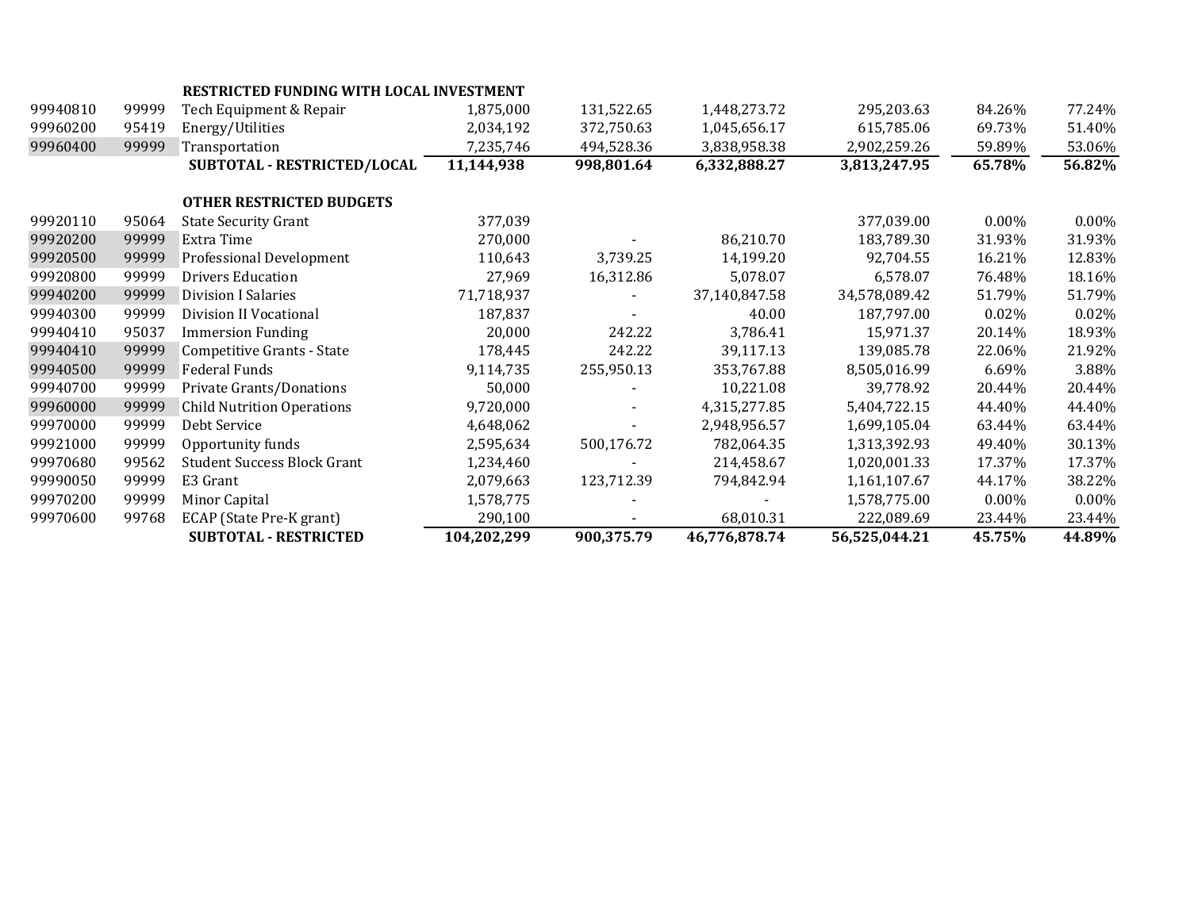| | | | | | | | | |
|---|---|---|---|---|---|---|---|---|
| | | **RESTRICTED FUNDING WITH LOCAL INVESTMENT** | | | | | | |
| 99940810 | 99999 | Tech Equipment & Repair | 1,875,000 | 131,522.65 | 1,448,273.72 | 295,203.63 | 84.26% | 77.24% |
| 99960200 | 95419 | Energy/Utilities | 2,034,192 | 372,750.63 | 1,045,656.17 | 615,785.06 | 69.73% | 51.40% |
| 99960400 | 99999 | Transportation | 7,235,746 | 494,528.36 | 3,838,958.38 | 2,902,259.26 | 59.89% | 53.06% |
| | | **SUBTOTAL - RESTRICTED/LOCAL** | **11,144,938** | **998,801.64** | **6,332,888.27** | **3,813,247.95** | **65.78%** | **56.82%** |
| | | **OTHER RESTRICTED BUDGETS** | | | | | | |
| 99920110 | 95064 | State Security Grant | 377,039 | | | 377,039.00 | 0.00% | 0.00% |
| 99920200 | 99999 | Extra Time | 270,000 | - | 86,210.70 | 183,789.30 | 31.93% | 31.93% |
| 99920500 | 99999 | Professional Development | 110,643 | 3,739.25 | 14,199.20 | 92,704.55 | 16.21% | 12.83% |
| 99920800 | 99999 | Drivers Education | 27,969 | 16,312.86 | 5,078.07 | 6,578.07 | 76.48% | 18.16% |
| 99940200 | 99999 | Division I Salaries | 71,718,937 | - | 37,140,847.58 | 34,578,089.42 | 51.79% | 51.79% |
| 99940300 | 99999 | Division II Vocational | 187,837 | - | 40.00 | 187,797.00 | 0.02% | 0.02% |
| 99940410 | 95037 | Immersion Funding | 20,000 | 242.22 | 3,786.41 | 15,971.37 | 20.14% | 18.93% |
| 99940410 | 99999 | Competitive Grants - State | 178,445 | 242.22 | 39,117.13 | 139,085.78 | 22.06% | 21.92% |
| 99940500 | 99999 | Federal Funds | 9,114,735 | 255,950.13 | 353,767.88 | 8,505,016.99 | 6.69% | 3.88% |
| 99940700 | 99999 | Private Grants/Donations | 50,000 | - | 10,221.08 | 39,778.92 | 20.44% | 20.44% |
| 99960000 | 99999 | Child Nutrition Operations | 9,720,000 | - | 4,315,277.85 | 5,404,722.15 | 44.40% | 44.40% |
| 99970000 | 99999 | Debt Service | 4,648,062 | - | 2,948,956.57 | 1,699,105.04 | 63.44% | 63.44% |
| 99921000 | 99999 | Opportunity funds | 2,595,634 | 500,176.72 | 782,064.35 | 1,313,392.93 | 49.40% | 30.13% |
| 99970680 | 99562 | Student Success Block Grant | 1,234,460 | - | 214,458.67 | 1,020,001.33 | 17.37% | 17.37% |
| 99990050 | 99999 | E3 Grant | 2,079,663 | 123,712.39 | 794,842.94 | 1,161,107.67 | 44.17% | 38.22% |
| 99970200 | 99999 | Minor Capital | 1,578,775 | - | - | 1,578,775.00 | 0.00% | 0.00% |
| 99970600 | 99768 | ECAP (State Pre-K grant) | 290,100 | - | 68,010.31 | 222,089.69 | 23.44% | 23.44% |
| | | **SUBTOTAL - RESTRICTED** | **104,202,299** | **900,375.79** | **46,776,878.74** | **56,525,044.21** | **45.75%** | **44.89%** |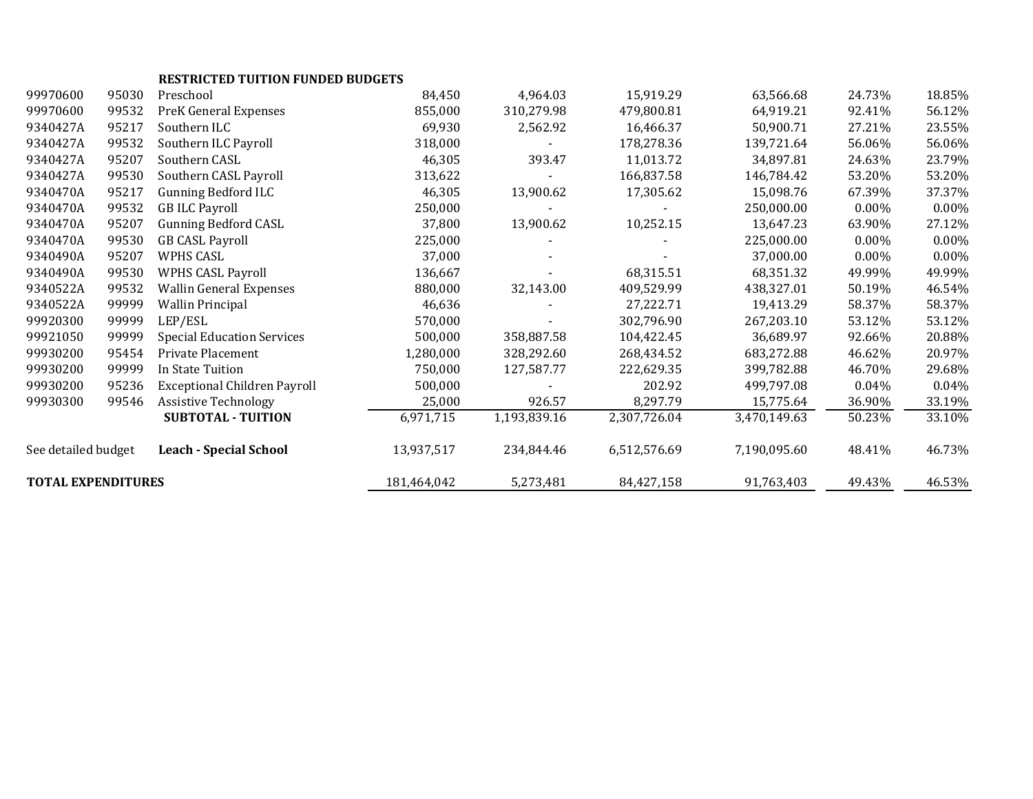| | | | | | | | | |
|---|---|---|---|---|---|---|---|---|
| | | **RESTRICTED TUITION FUNDED BUDGETS** | | | | | | |
| 99970600 | 95030 | Preschool | 84,450 | 4,964.03 | 15,919.29 | 63,566.68 | 24.73% | 18.85% |
| 99970600 | 99532 | PreK General Expenses | 855,000 | 310,279.98 | 479,800.81 | 64,919.21 | 92.41% | 56.12% |
| 9340427A | 95217 | Southern ILC | 69,930 | 2,562.92 | 16,466.37 | 50,900.71 | 27.21% | 23.55% |
| 9340427A | 99532 | Southern ILC Payroll | 318,000 | - | 178,278.36 | 139,721.64 | 56.06% | 56.06% |
| 9340427A | 95207 | Southern CASL | 46,305 | 393.47 | 11,013.72 | 34,897.81 | 24.63% | 23.79% |
| 9340427A | 99530 | Southern CASL Payroll | 313,622 | - | 166,837.58 | 146,784.42 | 53.20% | 53.20% |
| 9340470A | 95217 | Gunning Bedford ILC | 46,305 | 13,900.62 | 17,305.62 | 15,098.76 | 67.39% | 37.37% |
| 9340470A | 99532 | GB ILC Payroll | 250,000 | - | - | 250,000.00 | 0.00% | 0.00% |
| 9340470A | 95207 | Gunning Bedford CASL | 37,800 | 13,900.62 | 10,252.15 | 13,647.23 | 63.90% | 27.12% |
| 9340470A | 99530 | GB CASL Payroll | 225,000 | - | - | 225,000.00 | 0.00% | 0.00% |
| 9340490A | 95207 | WPHS CASL | 37,000 | - | - | 37,000.00 | 0.00% | 0.00% |
| 9340490A | 99530 | WPHS CASL Payroll | 136,667 | - | 68,315.51 | 68,351.32 | 49.99% | 49.99% |
| 9340522A | 99532 | Wallin General Expenses | 880,000 | 32,143.00 | 409,529.99 | 438,327.01 | 50.19% | 46.54% |
| 9340522A | 99999 | Wallin Principal | 46,636 | - | 27,222.71 | 19,413.29 | 58.37% | 58.37% |
| 99920300 | 99999 | LEP/ESL | 570,000 | - | 302,796.90 | 267,203.10 | 53.12% | 53.12% |
| 99921050 | 99999 | Special Education Services | 500,000 | 358,887.58 | 104,422.45 | 36,689.97 | 92.66% | 20.88% |
| 99930200 | 95454 | Private Placement | 1,280,000 | 328,292.60 | 268,434.52 | 683,272.88 | 46.62% | 20.97% |
| 99930200 | 99999 | In State Tuition | 750,000 | 127,587.77 | 222,629.35 | 399,782.88 | 46.70% | 29.68% |
| 99930200 | 95236 | Exceptional Children Payroll | 500,000 | - | 202.92 | 499,797.08 | 0.04% | 0.04% |
| 99930300 | 99546 | Assistive Technology | 25,000 | 926.57 | 8,297.79 | 15,775.64 | 36.90% | 33.19% |
| | | **SUBTOTAL - TUITION** | 6,971,715 | 1,193,839.16 | 2,307,726.04 | 3,470,149.63 | 50.23% | 33.10% |
| See detailed budget | | **Leach - Special School** | 13,937,517 | 234,844.46 | 6,512,576.69 | 7,190,095.60 | 48.41% | 46.73% |
| **TOTAL EXPENDITURES** | | | 181,464,042 | 5,273,481 | 84,427,158 | 91,763,403 | 49.43% | 46.53% |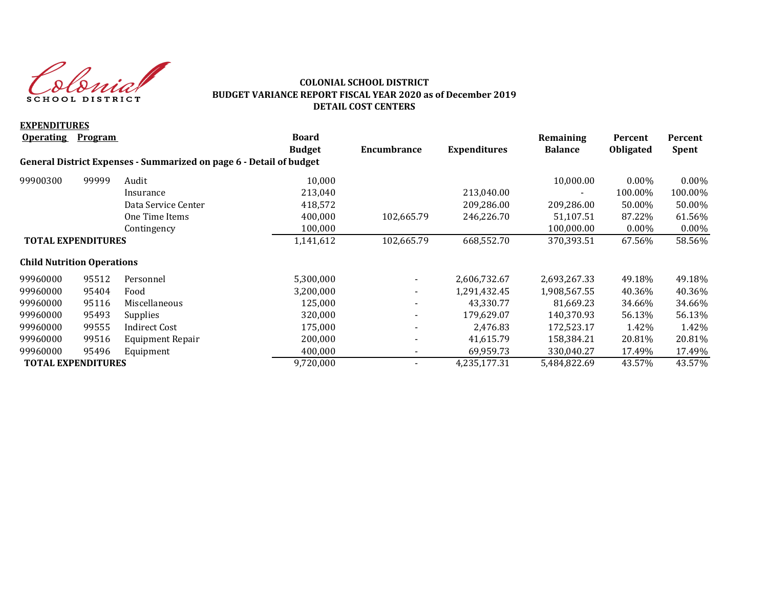# COLONIAL SCHOOL DISTRICT
## BUDGET VARIANCE REPORT FISCAL YEAR 2020 as of December 2019
## DETAIL COST CENTERS

**EXPENDITURES**

| Operating | Program | | Board Budget | Encumbrance | Expenditures | Remaining Balance | Percent Obligated | Percent Spent |
|---|---|---|---|---|---|---|---|---|
| **General District Expenses - Summarized on page 6 - Detail of budget** | | | | | | | | |
| 99900300 | 99999 | Audit | 10,000 | | | 10,000.00 | 0.00% | 0.00% |
| | | Insurance | 213,040 | | 213,040.00 | - | 100.00% | 100.00% |
| | | Data Service Center | 418,572 | | 209,286.00 | 209,286.00 | 50.00% | 50.00% |
| | | One Time Items | 400,000 | 102,665.79 | 246,226.70 | 51,107.51 | 87.22% | 61.56% |
| | | Contingency | 100,000 | | | 100,000.00 | 0.00% | 0.00% |
| **TOTAL EXPENDITURES** | | | 1,141,612 | 102,665.79 | 668,552.70 | 370,393.51 | 67.56% | 58.56% |
| **Child Nutrition Operations** | | | | | | | | |
| 99960000 | 95512 | Personnel | 5,300,000 | - | 2,606,732.67 | 2,693,267.33 | 49.18% | 49.18% |
| 99960000 | 95404 | Food | 3,200,000 | - | 1,291,432.45 | 1,908,567.55 | 40.36% | 40.36% |
| 99960000 | 95116 | Miscellaneous | 125,000 | - | 43,330.77 | 81,669.23 | 34.66% | 34.66% |
| 99960000 | 95493 | Supplies | 320,000 | - | 179,629.07 | 140,370.93 | 56.13% | 56.13% |
| 99960000 | 99555 | Indirect Cost | 175,000 | - | 2,476.83 | 172,523.17 | 1.42% | 1.42% |
| 99960000 | 99516 | Equipment Repair | 200,000 | - | 41,615.79 | 158,384.21 | 20.81% | 20.81% |
| 99960000 | 95496 | Equipment | 400,000 | - | 69,959.73 | 330,040.27 | 17.49% | 17.49% |
| **TOTAL EXPENDITURES** | | | 9,720,000 | - | 4,235,177.31 | 5,484,822.69 | 43.57% | 43.57% |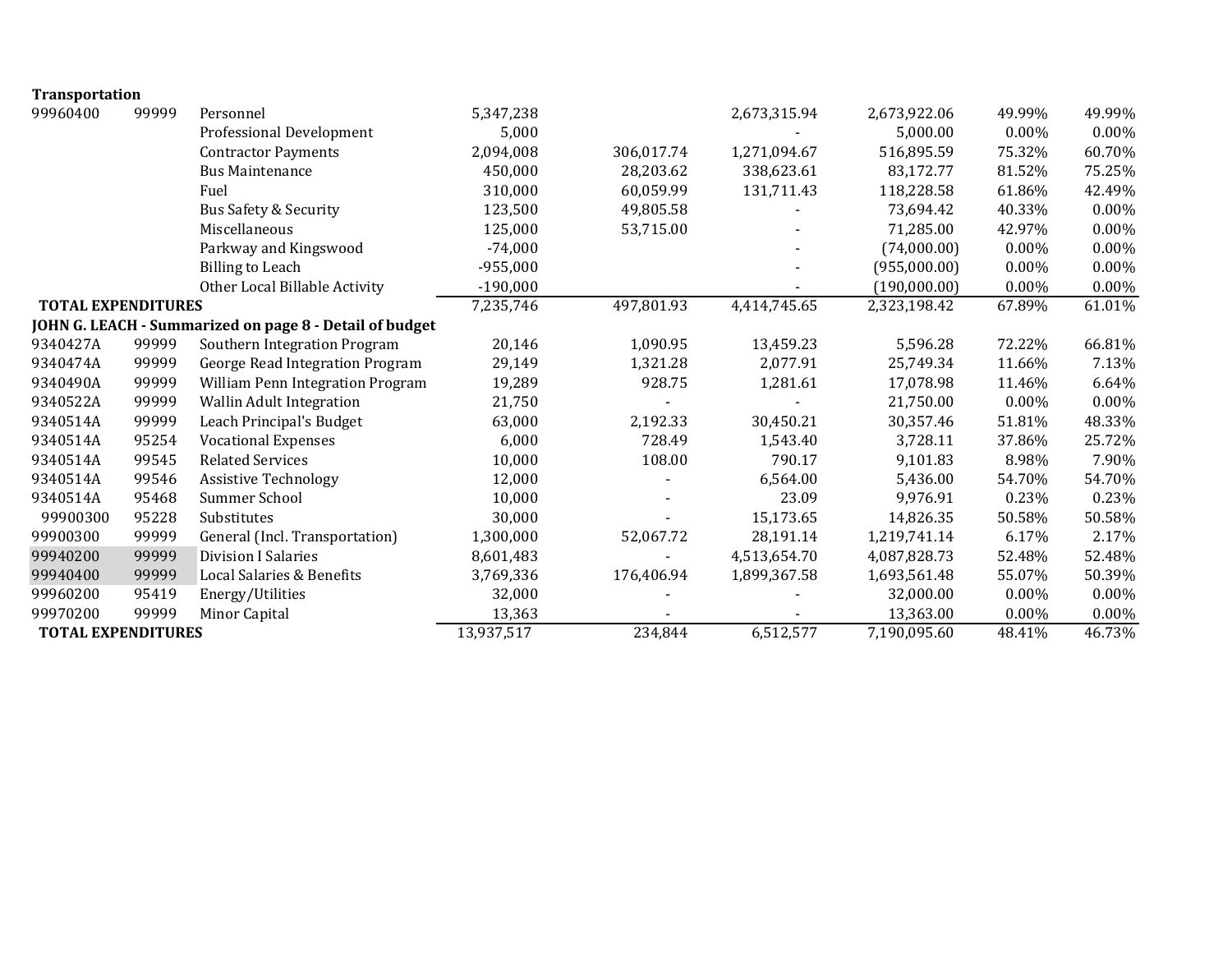| | | | | | | | | |
|---|---|---|---|---|---|---|---|---|
| **Transportation** | | | | | | | | |
| 99960400 | 99999 | Personnel | 5,347,238 | | 2,673,315.94 | 2,673,922.06 | 49.99% | 49.99% |
| | | Professional Development | 5,000 | | - | 5,000.00 | 0.00% | 0.00% |
| | | Contractor Payments | 2,094,008 | 306,017.74 | 1,271,094.67 | 516,895.59 | 75.32% | 60.70% |
| | | Bus Maintenance | 450,000 | 28,203.62 | 338,623.61 | 83,172.77 | 81.52% | 75.25% |
| | | Fuel | 310,000 | 60,059.99 | 131,711.43 | 118,228.58 | 61.86% | 42.49% |
| | | Bus Safety & Security | 123,500 | 49,805.58 | - | 73,694.42 | 40.33% | 0.00% |
| | | Miscellaneous | 125,000 | 53,715.00 | - | 71,285.00 | 42.97% | 0.00% |
| | | Parkway and Kingswood | -74,000 | | - | (74,000.00) | 0.00% | 0.00% |
| | | Billing to Leach | -955,000 | | - | (955,000.00) | 0.00% | 0.00% |
| | | Other Local Billable Activity | -190,000 | | - | (190,000.00) | 0.00% | 0.00% |
| **TOTAL EXPENDITURES** | | | 7,235,746 | 497,801.93 | 4,414,745.65 | 2,323,198.42 | 67.89% | 61.01% |
| **JOHN G. LEACH - Summarized on page 8 - Detail of budget** | | | | | | | | |
| 9340427A | 99999 | Southern Integration Program | 20,146 | 1,090.95 | 13,459.23 | 5,596.28 | 72.22% | 66.81% |
| 9340474A | 99999 | George Read Integration Program | 29,149 | 1,321.28 | 2,077.91 | 25,749.34 | 11.66% | 7.13% |
| 9340490A | 99999 | William Penn Integration Program | 19,289 | 928.75 | 1,281.61 | 17,078.98 | 11.46% | 6.64% |
| 9340522A | 99999 | Wallin Adult Integration | 21,750 | - | - | 21,750.00 | 0.00% | 0.00% |
| 9340514A | 99999 | Leach Principal's Budget | 63,000 | 2,192.33 | 30,450.21 | 30,357.46 | 51.81% | 48.33% |
| 9340514A | 95254 | Vocational Expenses | 6,000 | 728.49 | 1,543.40 | 3,728.11 | 37.86% | 25.72% |
| 9340514A | 99545 | Related Services | 10,000 | 108.00 | 790.17 | 9,101.83 | 8.98% | 7.90% |
| 9340514A | 99546 | Assistive Technology | 12,000 | - | 6,564.00 | 5,436.00 | 54.70% | 54.70% |
| 9340514A | 95468 | Summer School | 10,000 | - | 23.09 | 9,976.91 | 0.23% | 0.23% |
| 99900300 | 95228 | Substitutes | 30,000 | - | 15,173.65 | 14,826.35 | 50.58% | 50.58% |
| 99900300 | 99999 | General (Incl. Transportation) | 1,300,000 | 52,067.72 | 28,191.14 | 1,219,741.14 | 6.17% | 2.17% |
| 99940200 | 99999 | Division I Salaries | 8,601,483 | - | 4,513,654.70 | 4,087,828.73 | 52.48% | 52.48% |
| 99940400 | 99999 | Local Salaries & Benefits | 3,769,336 | 176,406.94 | 1,899,367.58 | 1,693,561.48 | 55.07% | 50.39% |
| 99960200 | 95419 | Energy/Utilities | 32,000 | - | - | 32,000.00 | 0.00% | 0.00% |
| 99970200 | 99999 | Minor Capital | 13,363 | - | - | 13,363.00 | 0.00% | 0.00% |
| **TOTAL EXPENDITURES** | | | 13,937,517 | 234,844 | 6,512,577 | 7,190,095.60 | 48.41% | 46.73% |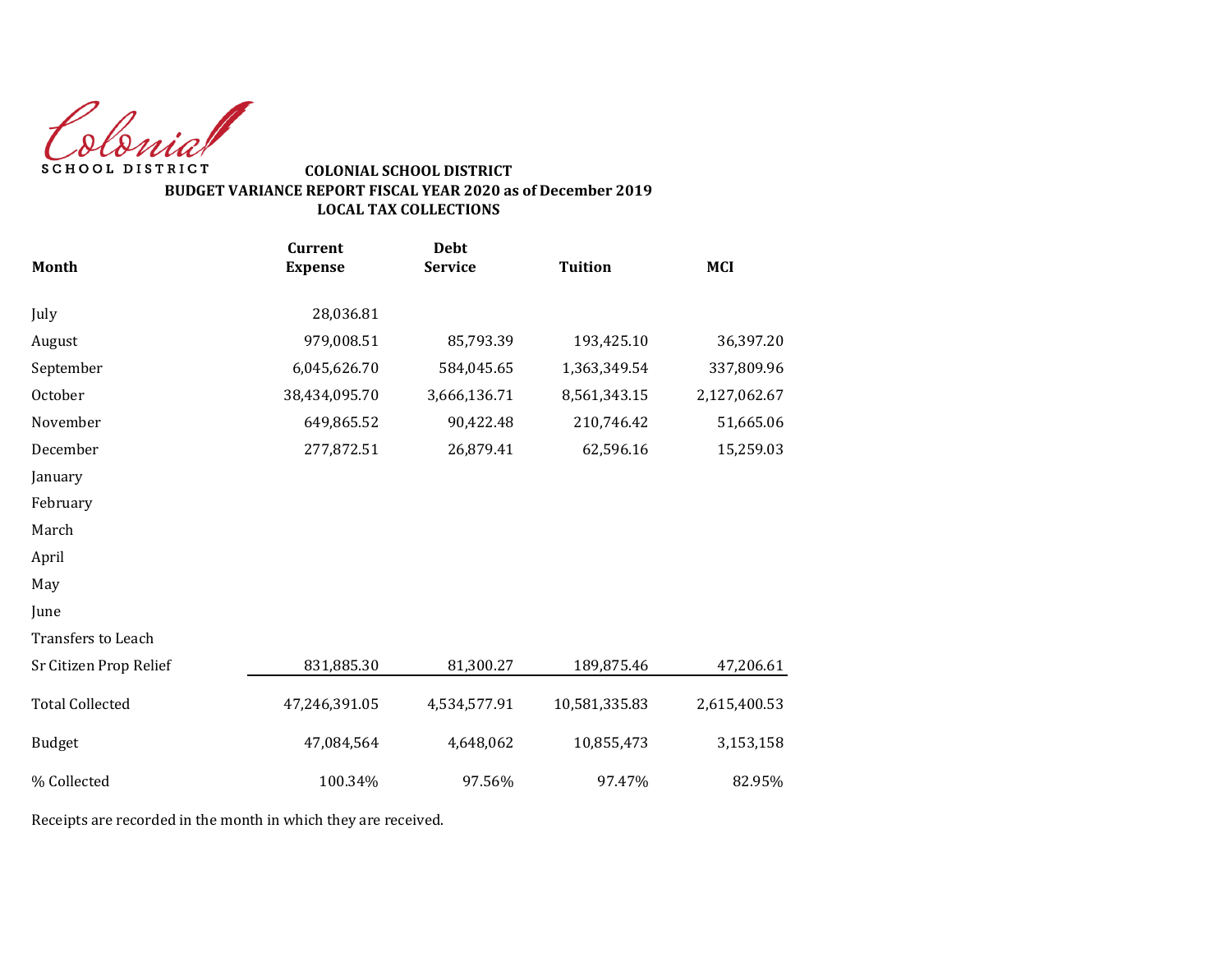Colonial
SCHOOL DISTRICT

**COLONIAL SCHOOL DISTRICT**
**BUDGET VARIANCE REPORT FISCAL YEAR 2020 as of December 2019**
**LOCAL TAX COLLECTIONS**

| Month | Current Expense | Debt Service | Tuition | MCI |
|---|---|---|---|---|
| July | 28,036.81 | | | |
| August | 979,008.51 | 85,793.39 | 193,425.10 | 36,397.20 |
| September | 6,045,626.70 | 584,045.65 | 1,363,349.54 | 337,809.96 |
| October | 38,434,095.70 | 3,666,136.71 | 8,561,343.15 | 2,127,062.67 |
| November | 649,865.52 | 90,422.48 | 210,746.42 | 51,665.06 |
| December | 277,872.51 | 26,879.41 | 62,596.16 | 15,259.03 |
| January | | | | |
| February | | | | |
| March | | | | |
| April | | | | |
| May | | | | |
| June | | | | |
| Transfers to Leach | | | | |
| Sr Citizen Prop Relief | 831,885.30 | 81,300.27 | 189,875.46 | 47,206.61 |
| Total Collected | 47,246,391.05 | 4,534,577.91 | 10,581,335.83 | 2,615,400.53 |
| Budget | 47,084,564 | 4,648,062 | 10,855,473 | 3,153,158 |
| % Collected | 100.34% | 97.56% | 97.47% | 82.95% |

Receipts are recorded in the month in which they are received.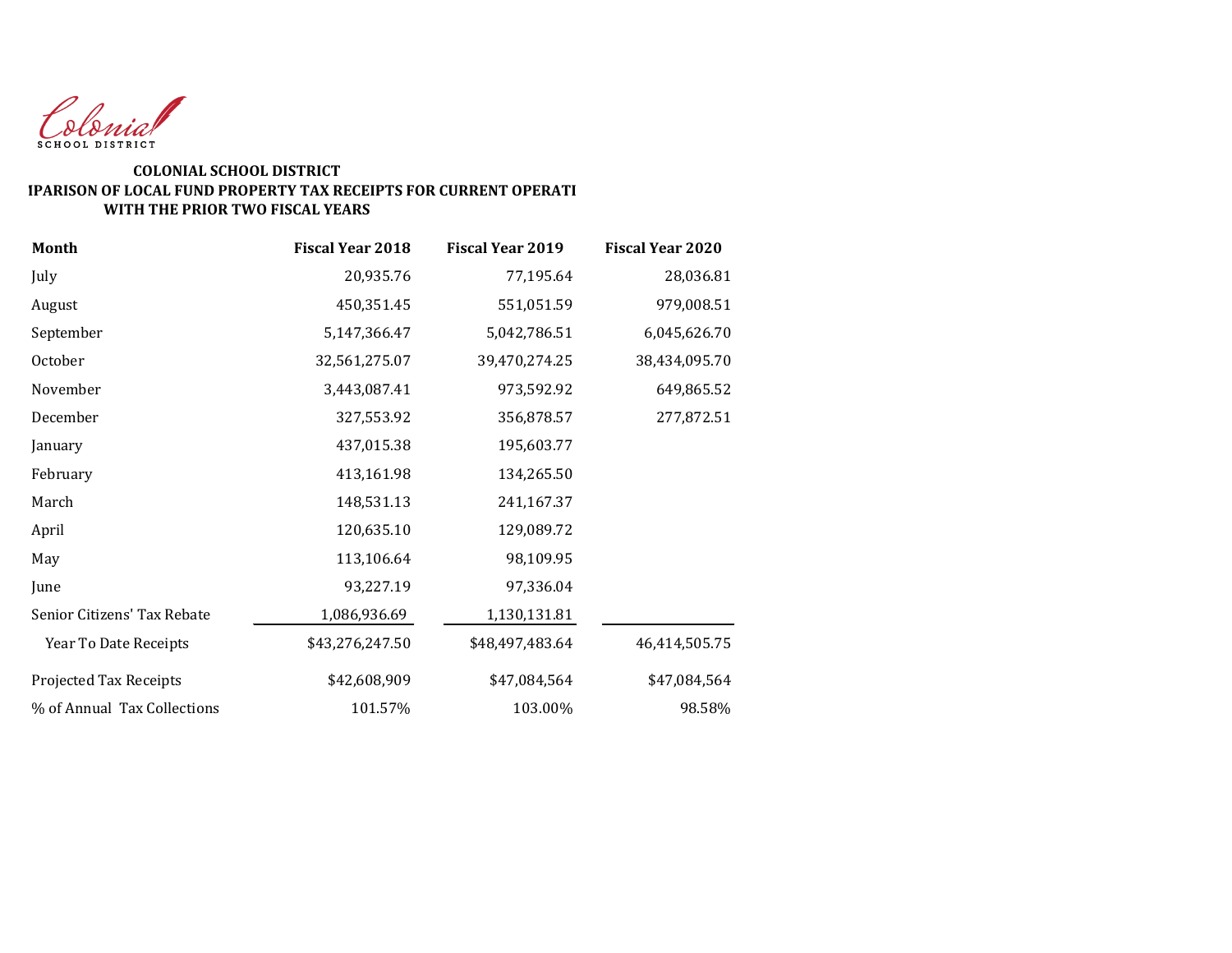Colonial SCHOOL DISTRICT

**COLONIAL SCHOOL DISTRICT**
**IPARISON OF LOCAL FUND PROPERTY TAX RECEIPTS FOR CURRENT OPERATI**
**WITH THE PRIOR TWO FISCAL YEARS**

| Month | Fiscal Year 2018 | Fiscal Year 2019 | Fiscal Year 2020 |
|---|---|---|---|
| July | 20,935.76 | 77,195.64 | 28,036.81 |
| August | 450,351.45 | 551,051.59 | 979,008.51 |
| September | 5,147,366.47 | 5,042,786.51 | 6,045,626.70 |
| October | 32,561,275.07 | 39,470,274.25 | 38,434,095.70 |
| November | 3,443,087.41 | 973,592.92 | 649,865.52 |
| December | 327,553.92 | 356,878.57 | 277,872.51 |
| January | 437,015.38 | 195,603.77 | |
| February | 413,161.98 | 134,265.50 | |
| March | 148,531.13 | 241,167.37 | |
| April | 120,635.10 | 129,089.72 | |
| May | 113,106.64 | 98,109.95 | |
| June | 93,227.19 | 97,336.04 | |
| Senior Citizens' Tax Rebate | 1,086,936.69 | 1,130,131.81 | |
| Year To Date Receipts | $43,276,247.50 | $48,497,483.64 | 46,414,505.75 |
| Projected Tax Receipts | $42,608,909 | $47,084,564 | $47,084,564 |
| % of Annual Tax Collections | 101.57% | 103.00% | 98.58% |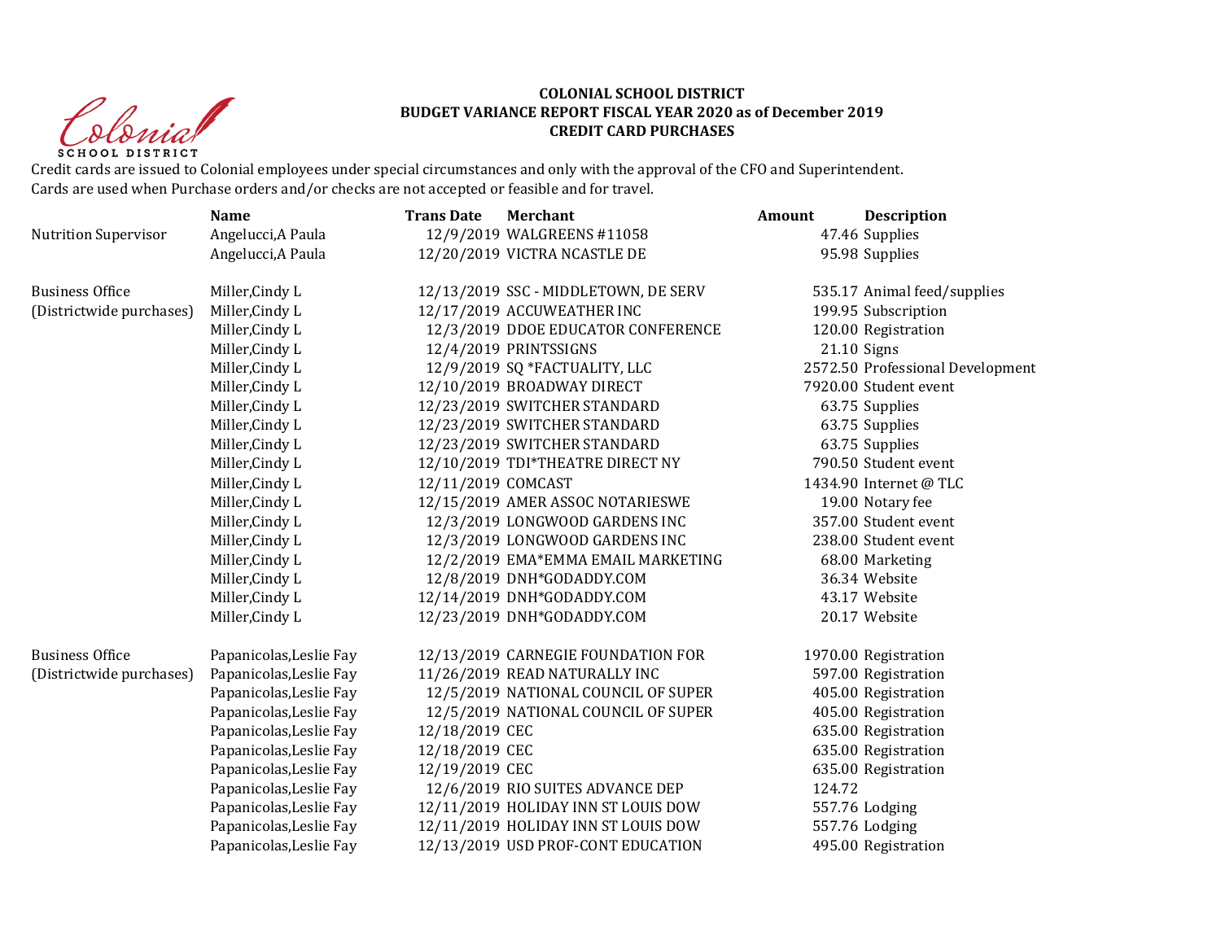**COLONIAL SCHOOL DISTRICT**
**BUDGET VARIANCE REPORT FISCAL YEAR 2020 as of December 2019**
**CREDIT CARD PURCHASES**

Credit cards are issued to Colonial employees under special circumstances and only with the approval of the CFO and Superintendent.
Cards are used when Purchase orders and/or checks are not accepted or feasible and for travel.

| | Name | Trans Date | Merchant | Amount | Description |
|---|---|---|---|---|---|
| Nutrition Supervisor | Angelucci,A Paula | 12/9/2019 | WALGREENS #11058 | 47.46 | Supplies |
| | Angelucci,A Paula | 12/20/2019 | VICTRA NCASTLE DE | 95.98 | Supplies |
| | | | | | |
| Business Office | Miller,Cindy L | 12/13/2019 | SSC - MIDDLETOWN, DE SERV | 535.17 | Animal feed/supplies |
| (Districtwide purchases) | Miller,Cindy L | 12/17/2019 | ACCUWEATHER INC | 199.95 | Subscription |
| | Miller,Cindy L | 12/3/2019 | DDOE EDUCATOR CONFERENCE | 120.00 | Registration |
| | Miller,Cindy L | 12/4/2019 | PRINTSSIGNS | 21.10 | Signs |
| | Miller,Cindy L | 12/9/2019 | SQ *FACTUALITY, LLC | 2572.50 | Professional Development |
| | Miller,Cindy L | 12/10/2019 | BROADWAY DIRECT | 7920.00 | Student event |
| | Miller,Cindy L | 12/23/2019 | SWITCHER STANDARD | 63.75 | Supplies |
| | Miller,Cindy L | 12/23/2019 | SWITCHER STANDARD | 63.75 | Supplies |
| | Miller,Cindy L | 12/23/2019 | SWITCHER STANDARD | 63.75 | Supplies |
| | Miller,Cindy L | 12/10/2019 | TDI*THEATRE DIRECT NY | 790.50 | Student event |
| | Miller,Cindy L | 12/11/2019 | COMCAST | 1434.90 | Internet @ TLC |
| | Miller,Cindy L | 12/15/2019 | AMER ASSOC NOTARIESWE | 19.00 | Notary fee |
| | Miller,Cindy L | 12/3/2019 | LONGWOOD GARDENS INC | 357.00 | Student event |
| | Miller,Cindy L | 12/3/2019 | LONGWOOD GARDENS INC | 238.00 | Student event |
| | Miller,Cindy L | 12/2/2019 | EMA*EMMA EMAIL MARKETING | 68.00 | Marketing |
| | Miller,Cindy L | 12/8/2019 | DNH*GODADDY.COM | 36.34 | Website |
| | Miller,Cindy L | 12/14/2019 | DNH*GODADDY.COM | 43.17 | Website |
| | Miller,Cindy L | 12/23/2019 | DNH*GODADDY.COM | 20.17 | Website |
| | | | | | |
| Business Office | Papanicolas,Leslie Fay | 12/13/2019 | CARNEGIE FOUNDATION FOR | 1970.00 | Registration |
| (Districtwide purchases) | Papanicolas,Leslie Fay | 11/26/2019 | READ NATURALLY INC | 597.00 | Registration |
| | Papanicolas,Leslie Fay | 12/5/2019 | NATIONAL COUNCIL OF SUPER | 405.00 | Registration |
| | Papanicolas,Leslie Fay | 12/5/2019 | NATIONAL COUNCIL OF SUPER | 405.00 | Registration |
| | Papanicolas,Leslie Fay | 12/18/2019 | CEC | 635.00 | Registration |
| | Papanicolas,Leslie Fay | 12/18/2019 | CEC | 635.00 | Registration |
| | Papanicolas,Leslie Fay | 12/19/2019 | CEC | 635.00 | Registration |
| | Papanicolas,Leslie Fay | 12/6/2019 | RIO SUITES ADVANCE DEP | 124.72 | |
| | Papanicolas,Leslie Fay | 12/11/2019 | HOLIDAY INN ST LOUIS DOW | 557.76 | Lodging |
| | Papanicolas,Leslie Fay | 12/11/2019 | HOLIDAY INN ST LOUIS DOW | 557.76 | Lodging |
| | Papanicolas,Leslie Fay | 12/13/2019 | USD PROF-CONT EDUCATION | 495.00 | Registration |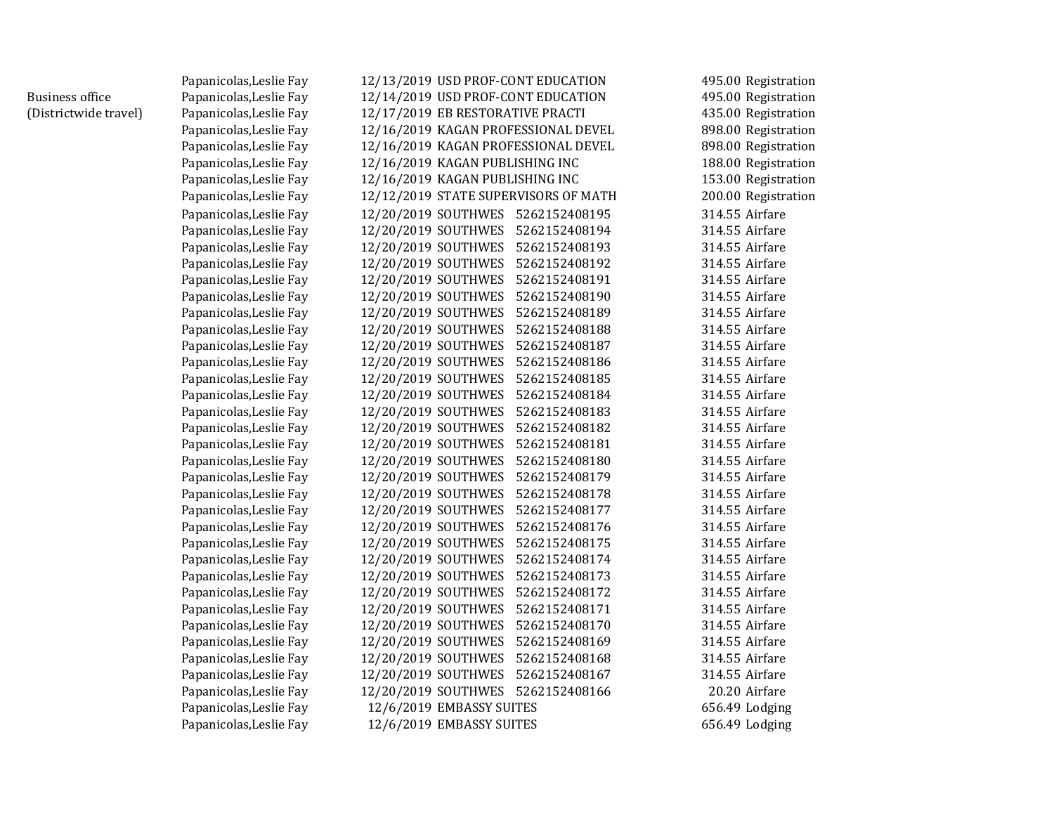| | | | | | |
|---|---|---|---|---|---|
| | Papanicolas,Leslie Fay | 12/13/2019 | USD PROF-CONT EDUCATION | 495.00 | Registration |
| Business office (Districtwide travel) | Papanicolas,Leslie Fay | 12/14/2019 | USD PROF-CONT EDUCATION | 495.00 | Registration |
| | Papanicolas,Leslie Fay | 12/17/2019 | EB RESTORATIVE PRACTI | 435.00 | Registration |
| | Papanicolas,Leslie Fay | 12/16/2019 | KAGAN PROFESSIONAL DEVEL | 898.00 | Registration |
| | Papanicolas,Leslie Fay | 12/16/2019 | KAGAN PROFESSIONAL DEVEL | 898.00 | Registration |
| | Papanicolas,Leslie Fay | 12/16/2019 | KAGAN PUBLISHING INC | 188.00 | Registration |
| | Papanicolas,Leslie Fay | 12/16/2019 | KAGAN PUBLISHING INC | 153.00 | Registration |
| | Papanicolas,Leslie Fay | 12/12/2019 | STATE SUPERVISORS OF MATH | 200.00 | Registration |
| | Papanicolas,Leslie Fay | 12/20/2019 | SOUTHWES 5262152408195 | 314.55 | Airfare |
| | Papanicolas,Leslie Fay | 12/20/2019 | SOUTHWES 5262152408194 | 314.55 | Airfare |
| | Papanicolas,Leslie Fay | 12/20/2019 | SOUTHWES 5262152408193 | 314.55 | Airfare |
| | Papanicolas,Leslie Fay | 12/20/2019 | SOUTHWES 5262152408192 | 314.55 | Airfare |
| | Papanicolas,Leslie Fay | 12/20/2019 | SOUTHWES 5262152408191 | 314.55 | Airfare |
| | Papanicolas,Leslie Fay | 12/20/2019 | SOUTHWES 5262152408190 | 314.55 | Airfare |
| | Papanicolas,Leslie Fay | 12/20/2019 | SOUTHWES 5262152408189 | 314.55 | Airfare |
| | Papanicolas,Leslie Fay | 12/20/2019 | SOUTHWES 5262152408188 | 314.55 | Airfare |
| | Papanicolas,Leslie Fay | 12/20/2019 | SOUTHWES 5262152408187 | 314.55 | Airfare |
| | Papanicolas,Leslie Fay | 12/20/2019 | SOUTHWES 5262152408186 | 314.55 | Airfare |
| | Papanicolas,Leslie Fay | 12/20/2019 | SOUTHWES 5262152408185 | 314.55 | Airfare |
| | Papanicolas,Leslie Fay | 12/20/2019 | SOUTHWES 5262152408184 | 314.55 | Airfare |
| | Papanicolas,Leslie Fay | 12/20/2019 | SOUTHWES 5262152408183 | 314.55 | Airfare |
| | Papanicolas,Leslie Fay | 12/20/2019 | SOUTHWES 5262152408182 | 314.55 | Airfare |
| | Papanicolas,Leslie Fay | 12/20/2019 | SOUTHWES 5262152408181 | 314.55 | Airfare |
| | Papanicolas,Leslie Fay | 12/20/2019 | SOUTHWES 5262152408180 | 314.55 | Airfare |
| | Papanicolas,Leslie Fay | 12/20/2019 | SOUTHWES 5262152408179 | 314.55 | Airfare |
| | Papanicolas,Leslie Fay | 12/20/2019 | SOUTHWES 5262152408178 | 314.55 | Airfare |
| | Papanicolas,Leslie Fay | 12/20/2019 | SOUTHWES 5262152408177 | 314.55 | Airfare |
| | Papanicolas,Leslie Fay | 12/20/2019 | SOUTHWES 5262152408176 | 314.55 | Airfare |
| | Papanicolas,Leslie Fay | 12/20/2019 | SOUTHWES 5262152408175 | 314.55 | Airfare |
| | Papanicolas,Leslie Fay | 12/20/2019 | SOUTHWES 5262152408174 | 314.55 | Airfare |
| | Papanicolas,Leslie Fay | 12/20/2019 | SOUTHWES 5262152408173 | 314.55 | Airfare |
| | Papanicolas,Leslie Fay | 12/20/2019 | SOUTHWES 5262152408172 | 314.55 | Airfare |
| | Papanicolas,Leslie Fay | 12/20/2019 | SOUTHWES 5262152408171 | 314.55 | Airfare |
| | Papanicolas,Leslie Fay | 12/20/2019 | SOUTHWES 5262152408170 | 314.55 | Airfare |
| | Papanicolas,Leslie Fay | 12/20/2019 | SOUTHWES 5262152408169 | 314.55 | Airfare |
| | Papanicolas,Leslie Fay | 12/20/2019 | SOUTHWES 5262152408168 | 314.55 | Airfare |
| | Papanicolas,Leslie Fay | 12/20/2019 | SOUTHWES 5262152408167 | 314.55 | Airfare |
| | Papanicolas,Leslie Fay | 12/20/2019 | SOUTHWES 5262152408166 | 20.20 | Airfare |
| | Papanicolas,Leslie Fay | 12/6/2019 | EMBASSY SUITES | 656.49 | Lodging |
| | Papanicolas,Leslie Fay | 12/6/2019 | EMBASSY SUITES | 656.49 | Lodging |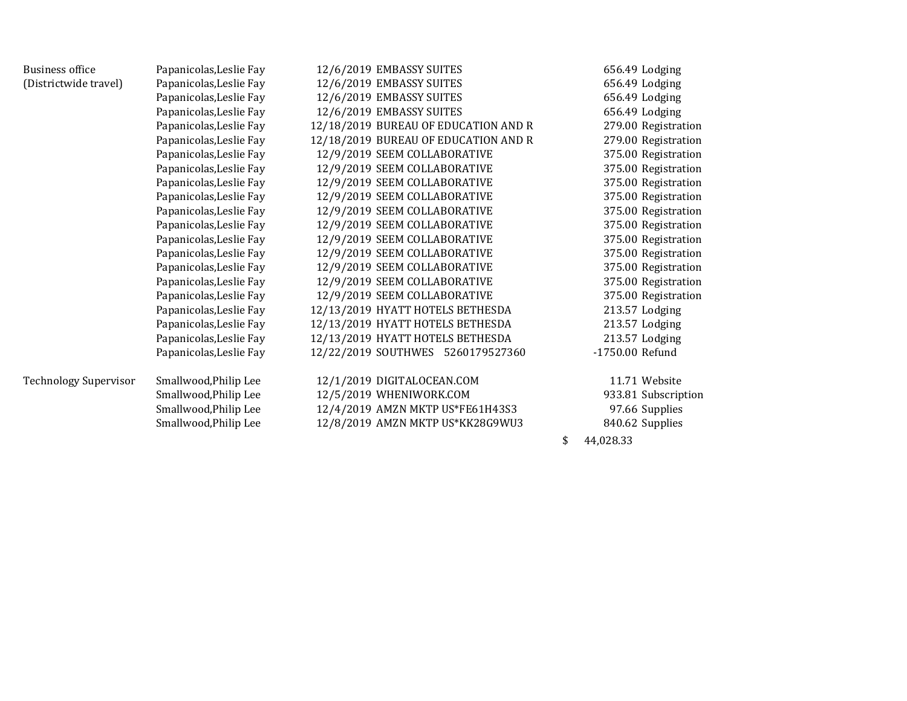| | | | | | |
|---|---|---|---|---|---|
| Business office (Districtwide travel) | Papanicolas,Leslie Fay | 12/6/2019 | EMBASSY SUITES | 656.49 | Lodging |
| | Papanicolas,Leslie Fay | 12/6/2019 | EMBASSY SUITES | 656.49 | Lodging |
| | Papanicolas,Leslie Fay | 12/6/2019 | EMBASSY SUITES | 656.49 | Lodging |
| | Papanicolas,Leslie Fay | 12/6/2019 | EMBASSY SUITES | 656.49 | Lodging |
| | Papanicolas,Leslie Fay | 12/18/2019 | BUREAU OF EDUCATION AND R | 279.00 | Registration |
| | Papanicolas,Leslie Fay | 12/18/2019 | BUREAU OF EDUCATION AND R | 279.00 | Registration |
| | Papanicolas,Leslie Fay | 12/9/2019 | SEEM COLLABORATIVE | 375.00 | Registration |
| | Papanicolas,Leslie Fay | 12/9/2019 | SEEM COLLABORATIVE | 375.00 | Registration |
| | Papanicolas,Leslie Fay | 12/9/2019 | SEEM COLLABORATIVE | 375.00 | Registration |
| | Papanicolas,Leslie Fay | 12/9/2019 | SEEM COLLABORATIVE | 375.00 | Registration |
| | Papanicolas,Leslie Fay | 12/9/2019 | SEEM COLLABORATIVE | 375.00 | Registration |
| | Papanicolas,Leslie Fay | 12/9/2019 | SEEM COLLABORATIVE | 375.00 | Registration |
| | Papanicolas,Leslie Fay | 12/9/2019 | SEEM COLLABORATIVE | 375.00 | Registration |
| | Papanicolas,Leslie Fay | 12/9/2019 | SEEM COLLABORATIVE | 375.00 | Registration |
| | Papanicolas,Leslie Fay | 12/9/2019 | SEEM COLLABORATIVE | 375.00 | Registration |
| | Papanicolas,Leslie Fay | 12/9/2019 | SEEM COLLABORATIVE | 375.00 | Registration |
| | Papanicolas,Leslie Fay | 12/9/2019 | SEEM COLLABORATIVE | 375.00 | Registration |
| | Papanicolas,Leslie Fay | 12/13/2019 | HYATT HOTELS BETHESDA | 213.57 | Lodging |
| | Papanicolas,Leslie Fay | 12/13/2019 | HYATT HOTELS BETHESDA | 213.57 | Lodging |
| | Papanicolas,Leslie Fay | 12/13/2019 | HYATT HOTELS BETHESDA | 213.57 | Lodging |
| | Papanicolas,Leslie Fay | 12/22/2019 | SOUTHWES 5260179527360 | -1750.00 | Refund |
| Technology Supervisor | Smallwood,Philip Lee | 12/1/2019 | DIGITALOCEAN.COM | 11.71 | Website |
| | Smallwood,Philip Lee | 12/5/2019 | WHENIWORK.COM | 933.81 | Subscription |
| | Smallwood,Philip Lee | 12/4/2019 | AMZN MKTP US*FE61H43S3 | 97.66 | Supplies |
| | Smallwood,Philip Lee | 12/8/2019 | AMZN MKTP US*KK28G9WU3 | 840.62 | Supplies |
| | | | | $ 44,028.33 | |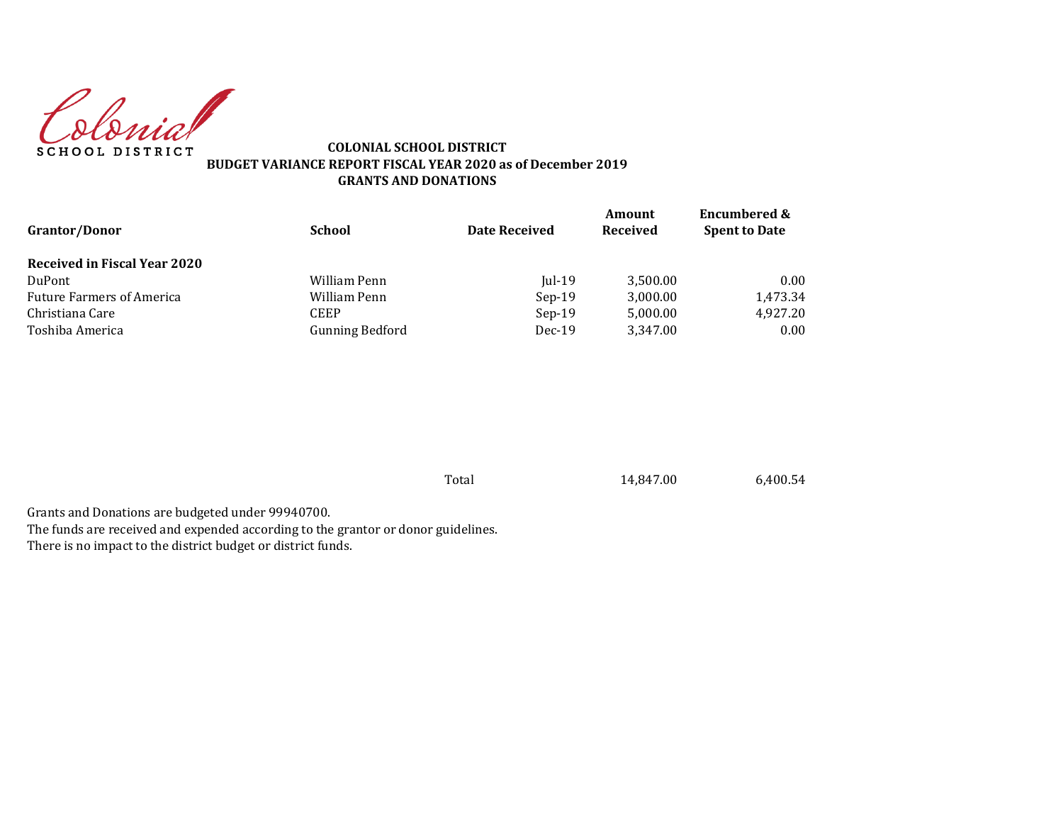Colonial
SCHOOL DISTRICT

**COLONIAL SCHOOL DISTRICT**
**BUDGET VARIANCE REPORT FISCAL YEAR 2020 as of December 2019**
**GRANTS AND DONATIONS**

| Grantor/Donor | School | Date Received | Amount Received | Encumbered & Spent to Date |
|---|---|---|---|---|
| **Received in Fiscal Year 2020** | | | | |
| DuPont | William Penn | Jul-19 | 3,500.00 | 0.00 |
| Future Farmers of America | William Penn | Sep-19 | 3,000.00 | 1,473.34 |
| Christiana Care | CEEP | Sep-19 | 5,000.00 | 4,927.20 |
| Toshiba America | Gunning Bedford | Dec-19 | 3,347.00 | 0.00 |
| | | Total | 14,847.00 | 6,400.54 |

Grants and Donations are budgeted under 99940700.
The funds are received and expended according to the grantor or donor guidelines.
There is no impact to the district budget or district funds.